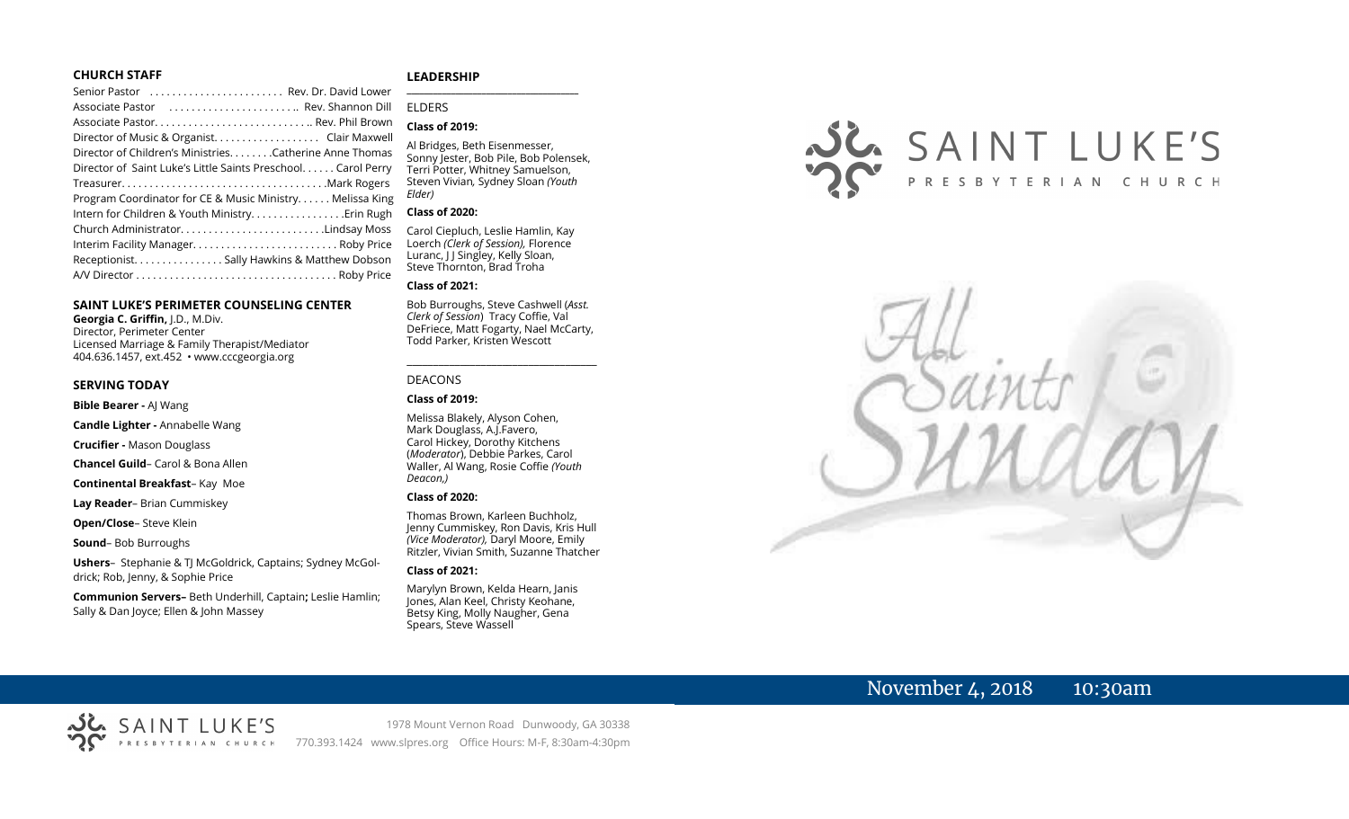## CHURCH STAFF

Senior Pastor . . . . . . . . . . . . . . . . . . . . . . . . Rev. Dr. David Lower
Associate Pastor . . . . . . . . . . . . . . . . . . . . . . . . Rev. Shannon Dill
Associate Pastor. . . . . . . . . . . . . . . . . . . . . . . . . . . . Rev. Phil Brown
Director of Music & Organist. . . . . . . . . . . . . . . . . . . Clair Maxwell
Director of Children's Ministries. . . . . . . . .Catherine Anne Thomas
Director of Saint Luke's Little Saints Preschool. . . . . . Carol Perry
Treasurer. . . . . . . . . . . . . . . . . . . . . . . . . . . . . . . . . . . . .Mark Rogers
Program Coordinator for CE & Music Ministry. . . . . . Melissa King
Intern for Children & Youth Ministry. . . . . . . . . . . . . . . . .Erin Rugh
Church Administrator. . . . . . . . . . . . . . . . . . . . . . . . . .Lindsay Moss
Interim Facility Manager. . . . . . . . . . . . . . . . . . . . . . . . . . Roby Price
Receptionist. . . . . . . . . . . . . . . . Sally Hawkins & Matthew Dobson
A/V Director . . . . . . . . . . . . . . . . . . . . . . . . . . . . . . . . . . . . Roby Price

## SAINT LUKE'S PERIMETER COUNSELING CENTER

**Georgia C. Griffin,** J.D., M.Div.
Director, Perimeter Center
Licensed Marriage & Family Therapist/Mediator
404.636.1457, ext.452 • www.cccgeorgia.org

## SERVING TODAY

**Bible Bearer -** AJ Wang

**Candle Lighter -** Annabelle Wang

**Crucifier -** Mason Douglass

**Chancel Guild**– Carol & Bona Allen

**Continental Breakfast**– Kay Moe

**Lay Reader**– Brian Cummiskey

**Open/Close**– Steve Klein

**Sound**– Bob Burroughs

**Ushers**– Stephanie & TJ McGoldrick, Captains; Sydney McGoldrick; Rob, Jenny, & Sophie Price

**Communion Servers–** Beth Underhill, Captain**;** Leslie Hamlin; Sally & Dan Joyce; Ellen & John Massey

## LEADERSHIP

ELDERS

**Class of 2019:**

Al Bridges, Beth Eisenmesser, Sonny Jester, Bob Pile, Bob Polensek, Terri Potter, Whitney Samuelson, Steven Vivian*,* Sydney Sloan *(Youth Elder)*

**Class of 2020:**

Carol Ciepluch, Leslie Hamlin, Kay Loerch *(Clerk of Session),* Florence Luranc, J J Singley, Kelly Sloan, Steve Thornton, Brad Troha

**Class of 2021:**

Bob Burroughs, Steve Cashwell (*Asst. Clerk of Session*) Tracy Coffie, Val DeFriece, Matt Fogarty, Nael McCarty, Todd Parker, Kristen Wescott

DEACONS

**Class of 2019:**

Melissa Blakely, Alyson Cohen, Mark Douglass, A.J.Favero, Carol Hickey, Dorothy Kitchens (*Moderator*), Debbie Parkes, Carol Waller, Al Wang, Rosie Coffie *(Youth Deacon,)*

**Class of 2020:**

Thomas Brown, Karleen Buchholz, Jenny Cummiskey, Ron Davis, Kris Hull *(Vice Moderator),* Daryl Moore, Emily Ritzler, Vivian Smith, Suzanne Thatcher

**Class of 2021:**

Marylyn Brown, Kelda Hearn, Janis Jones, Alan Keel, Christy Keohane, Betsy King, Molly Naugher, Gena Spears, Steve Wassell

# SAINT LUKE'S PRESBYTERIAN CHURCH

# All Saints Sunday

November 4, 2018 10:30am

SAINT LUKE'S PRESBYTERIAN CHURCH
1978 Mount Vernon Road Dunwoody, GA 30338
770.393.1424 www.slpres.org Office Hours: M-F, 8:30am-4:30pm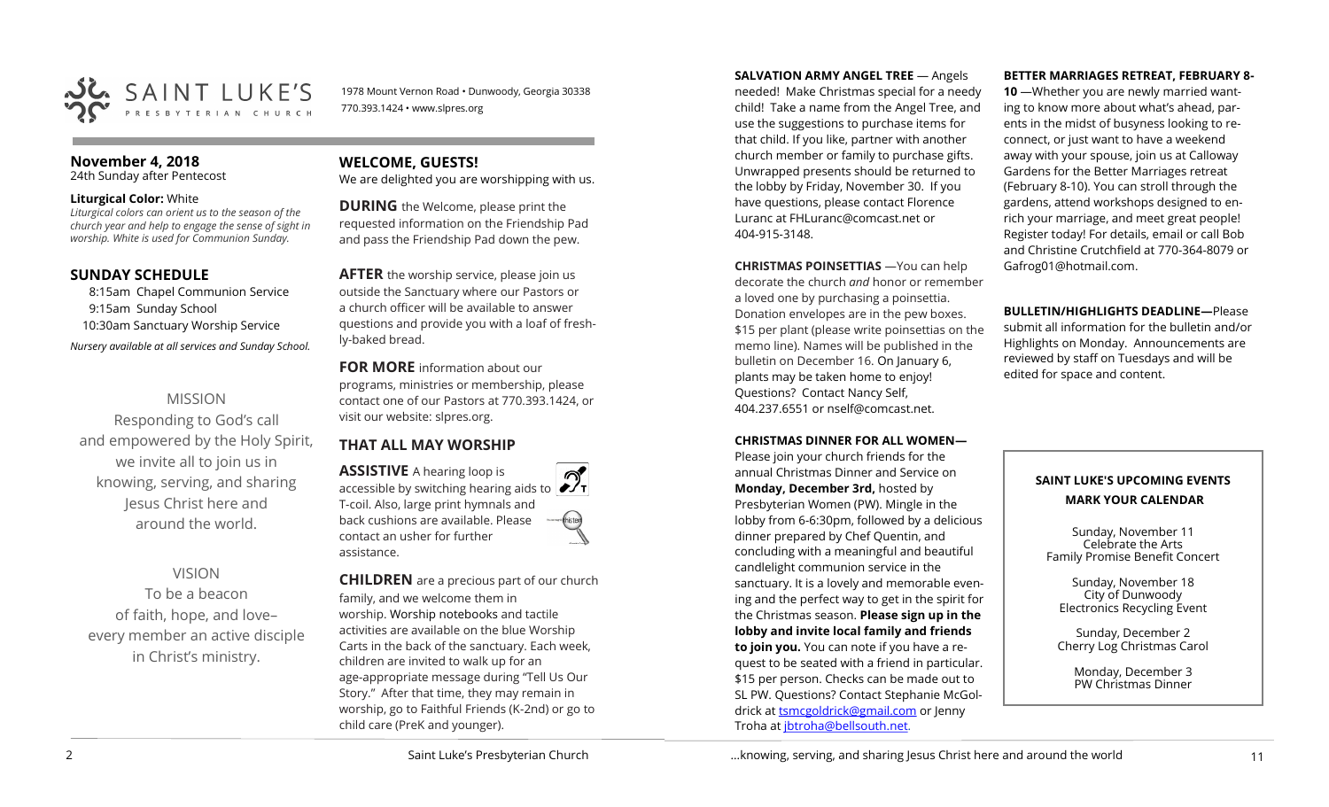SAINT LUKE'S
PRESBYTERIAN CHURCH

1978 Mount Vernon Road • Dunwoody, Georgia 30338
770.393.1424 • www.slpres.org

**November 4, 2018**
24th Sunday after Pentecost

**Liturgical Color:** White
*Liturgical colors can orient us to the season of the church year and help to engage the sense of sight in worship. White is used for Communion Sunday.*

## SUNDAY SCHEDULE

8:15am Chapel Communion Service
9:15am Sunday School
10:30am Sanctuary Worship Service

*Nursery available at all services and Sunday School.*

MISSION

Responding to God's call and empowered by the Holy Spirit, we invite all to join us in knowing, serving, and sharing Jesus Christ here and around the world.

VISION

To be a beacon of faith, hope, and love– every member an active disciple in Christ's ministry.

## WELCOME, GUESTS!

We are delighted you are worshipping with us.

**DURING** the Welcome, please print the requested information on the Friendship Pad and pass the Friendship Pad down the pew.

**AFTER** the worship service, please join us outside the Sanctuary where our Pastors or a church officer will be available to answer questions and provide you with a loaf of freshly-baked bread.

**FOR MORE** information about our programs, ministries or membership, please contact one of our Pastors at 770.393.1424, or visit our website: slpres.org.

## THAT ALL MAY WORSHIP

**ASSISTIVE** A hearing loop is accessible by switching hearing aids to T-coil. Also, large print hymnals and back cushions are available. Please contact an usher for further assistance.

**CHILDREN** are a precious part of our church family, and we welcome them in worship. Worship notebooks and tactile activities are available on the blue Worship Carts in the back of the sanctuary. Each week, children are invited to walk up for an age-appropriate message during "Tell Us Our Story." After that time, they may remain in worship, go to Faithful Friends (K-2nd) or go to child care (PreK and younger).

**SALVATION ARMY ANGEL TREE** — Angels needed! Make Christmas special for a needy child! Take a name from the Angel Tree, and use the suggestions to purchase items for that child. If you like, partner with another church member or family to purchase gifts. Unwrapped presents should be returned to the lobby by Friday, November 30. If you have questions, please contact Florence Luranc at FHLuranc@comcast.net or 404-915-3148.

**CHRISTMAS POINSETTIAS** —You can help decorate the church *and* honor or remember a loved one by purchasing a poinsettia. Donation envelopes are in the pew boxes. $15 per plant (please write poinsettias on the memo line). Names will be published in the bulletin on December 16. On January 6, plants may be taken home to enjoy! Questions? Contact Nancy Self, 404.237.6551 or nself@comcast.net.

**CHRISTMAS DINNER FOR ALL WOMEN—** Please join your church friends for the annual Christmas Dinner and Service on **Monday, December 3rd,** hosted by Presbyterian Women (PW). Mingle in the lobby from 6-6:30pm, followed by a delicious dinner prepared by Chef Quentin, and concluding with a meaningful and beautiful candlelight communion service in the sanctuary. It is a lovely and memorable evening and the perfect way to get in the spirit for the Christmas season. **Please sign up in the lobby and invite local family and friends to join you.** You can note if you have a request to be seated with a friend in particular. $15 per person. Checks can be made out to SL PW. Questions? Contact Stephanie McGoldrick at tsmcgoldrick@gmail.com or Jenny Troha at jbtroha@bellsouth.net.

**BETTER MARRIAGES RETREAT, FEBRUARY 8-10** —Whether you are newly married wanting to know more about what's ahead, parents in the midst of busyness looking to reconnect, or just want to have a weekend away with your spouse, join us at Calloway Gardens for the Better Marriages retreat (February 8-10). You can stroll through the gardens, attend workshops designed to enrich your marriage, and meet great people! Register today! For details, email or call Bob and Christine Crutchfield at 770-364-8079 or Gafrog01@hotmail.com.

**BULLETIN/HIGHLIGHTS DEADLINE—**Please submit all information for the bulletin and/or Highlights on Monday. Announcements are reviewed by staff on Tuesdays and will be edited for space and content.

### SAINT LUKE'S UPCOMING EVENTS
### MARK YOUR CALENDAR

Sunday, November 11
Celebrate the Arts
Family Promise Benefit Concert

Sunday, November 18
City of Dunwoody
Electronics Recycling Event

Sunday, December 2
Cherry Log Christmas Carol

Monday, December 3
PW Christmas Dinner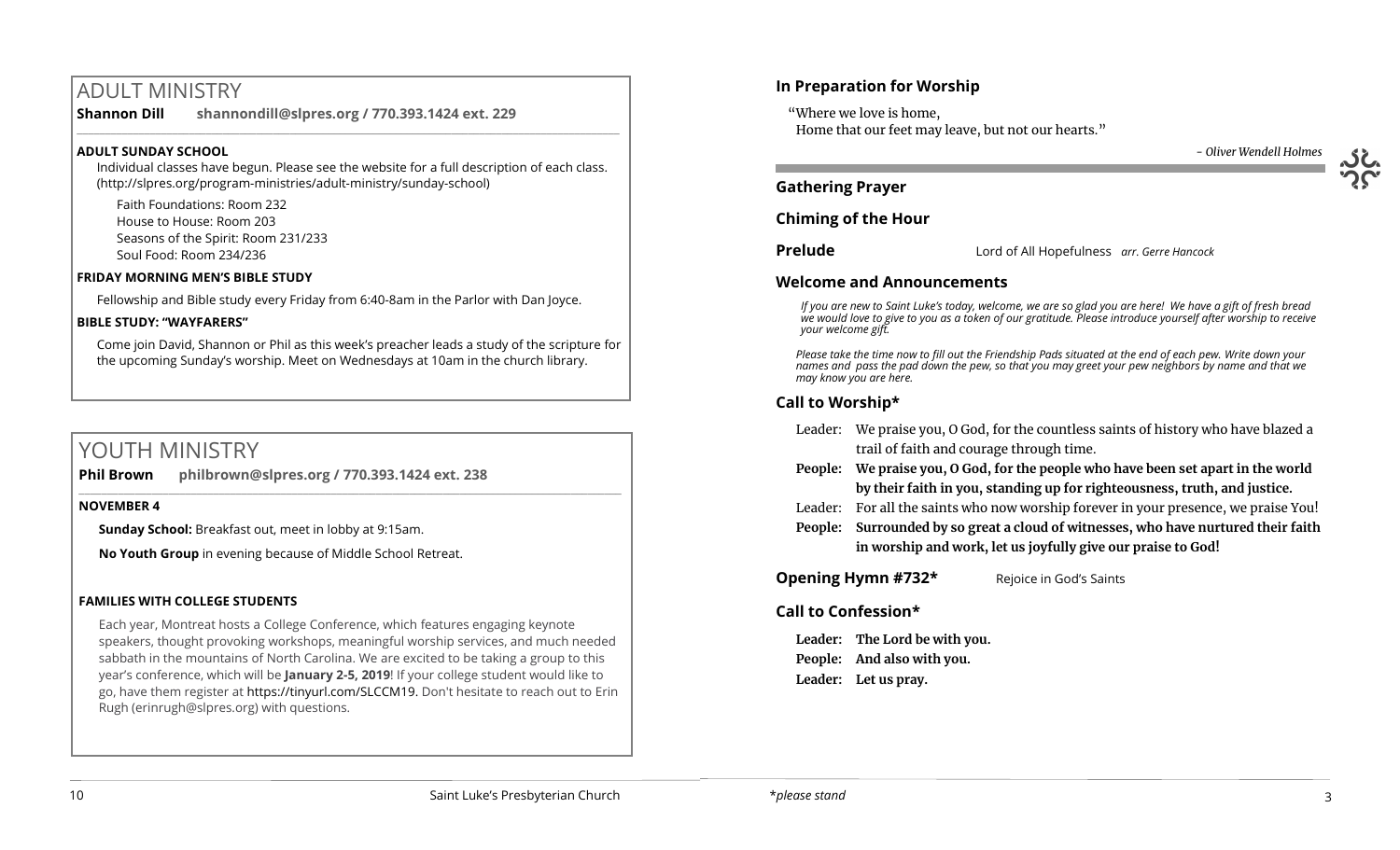# ADULT MINISTRY

**Shannon Dill** **shannondill@slpres.org / 770.393.1424 ext. 229**

### ADULT SUNDAY SCHOOL

Individual classes have begun. Please see the website for a full description of each class. (http://slpres.org/program-ministries/adult-ministry/sunday-school)

Faith Foundations: Room 232
House to House: Room 203
Seasons of the Spirit: Room 231/233
Soul Food: Room 234/236

### FRIDAY MORNING MEN'S BIBLE STUDY

Fellowship and Bible study every Friday from 6:40-8am in the Parlor with Dan Joyce.

### BIBLE STUDY: "WAYFARERS"

Come join David, Shannon or Phil as this week's preacher leads a study of the scripture for the upcoming Sunday's worship. Meet on Wednesdays at 10am in the church library.

# YOUTH MINISTRY

**Phil Brown** **philbrown@slpres.org / 770.393.1424 ext. 238**

### NOVEMBER 4

**Sunday School:** Breakfast out, meet in lobby at 9:15am.

**No Youth Group** in evening because of Middle School Retreat.

### FAMILIES WITH COLLEGE STUDENTS

Each year, Montreat hosts a College Conference, which features engaging keynote speakers, thought provoking workshops, meaningful worship services, and much needed sabbath in the mountains of North Carolina. We are excited to be taking a group to this year's conference, which will be **January 2-5, 2019**! If your college student would like to go, have them register at https://tinyurl.com/SLCCM19. Don't hesitate to reach out to Erin Rugh (erinrugh@slpres.org) with questions.

## In Preparation for Worship

"Where we love is home,
Home that our feet may leave, but not our hearts."

*- Oliver Wendell Holmes*

## Gathering Prayer

## Chiming of the Hour

**Prelude** Lord of All Hopefulness *arr. Gerre Hancock*

## Welcome and Announcements

*If you are new to Saint Luke's today, welcome, we are so glad you are here! We have a gift of fresh bread we would love to give to you as a token of our gratitude. Please introduce yourself after worship to receive your welcome gift.*

*Please take the time now to fill out the Friendship Pads situated at the end of each pew. Write down your names and pass the pad down the pew, so that you may greet your pew neighbors by name and that we may know you are here.*

## Call to Worship*

Leader: We praise you, O God, for the countless saints of history who have blazed a trail of faith and courage through time.

**People: We praise you, O God, for the people who have been set apart in the world by their faith in you, standing up for righteousness, truth, and justice.**

Leader: For all the saints who now worship forever in your presence, we praise You!

**People: Surrounded by so great a cloud of witnesses, who have nurtured their faith in worship and work, let us joyfully give our praise to God!**

**Opening Hymn #732*** Rejoice in God's Saints

## Call to Confession*

**Leader: The Lord be with you.**
**People: And also with you.**
**Leader: Let us pray.**

*please stand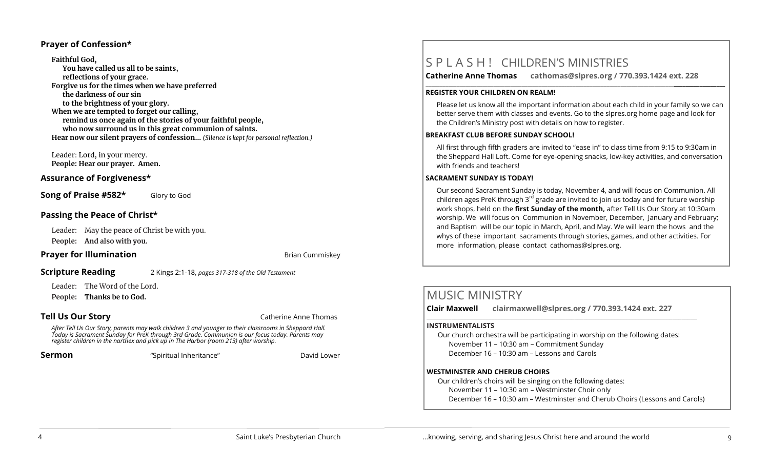## Prayer of Confession*

**Faithful God,**
**You have called us all to be saints,**
**reflections of your grace.**
**Forgive us for the times when we have preferred**
**the darkness of our sin**
**to the brightness of your glory.**
**When we are tempted to forget our calling,**
**remind us once again of the stories of your faithful people,**
**who now surround us in this great communion of saints.**
**Hear now our silent prayers of confession…** *(Silence is kept for personal reflection.)*

Leader: Lord, in your mercy.
**People: Hear our prayer. Amen.**

## Assurance of Forgiveness*

**Song of Praise #582*** Glory to God

## Passing the Peace of Christ*

Leader: May the peace of Christ be with you.
**People: And also with you.**

**Prayer for Illumination** Brian Cummiskey

**Scripture Reading** 2 Kings 2:1-18, *pages 317-318 of the Old Testament*

Leader: The Word of the Lord.
**People: Thanks be to God.**

**Tell Us Our Story** Catherine Anne Thomas

*After Tell Us Our Story, parents may walk children 3 and younger to their classrooms in Sheppard Hall. Today is Sacrament Sunday for PreK through 3rd Grade. Communion is our focus today. Parents may register children in the narthex and pick up in The Harbor (room 213) after worship.*

**Sermon** "Spiritual Inheritance" David Lower

# S P L A S H ! CHILDREN'S MINISTRIES

**Catherine Anne Thomas cathomas@slpres.org / 770.393.1424 ext. 228**

**REGISTER YOUR CHILDREN ON REALM!**

Please let us know all the important information about each child in your family so we can better serve them with classes and events. Go to the slpres.org home page and look for the Children's Ministry post with details on how to register.

**BREAKFAST CLUB BEFORE SUNDAY SCHOOL!**

All first through fifth graders are invited to "ease in" to class time from 9:15 to 9:30am in the Sheppard Hall Loft. Come for eye-opening snacks, low-key activities, and conversation with friends and teachers!

**SACRAMENT SUNDAY IS TODAY!**

Our second Sacrament Sunday is today, November 4, and will focus on Communion. All children ages PreK through 3rd grade are invited to join us today and for future worship work shops, held on the **first Sunday of the month,** after Tell Us Our Story at 10:30am worship. We will focus on Communion in November, December, January and February; and Baptism will be our topic in March, April, and May. We will learn the hows and the whys of these important sacraments through stories, games, and other activities. For more information, please contact cathomas@slpres.org.

# MUSIC MINISTRY

**Clair Maxwell clairmaxwell@slpres.org / 770.393.1424 ext. 227**

**INSTRUMENTALISTS**

Our church orchestra will be participating in worship on the following dates:
November 11 – 10:30 am – Commitment Sunday
December 16 – 10:30 am – Lessons and Carols

**WESTMINSTER AND CHERUB CHOIRS**

Our children's choirs will be singing on the following dates:
November 11 – 10:30 am – Westminster Choir only
December 16 – 10:30 am – Westminster and Cherub Choirs (Lessons and Carols)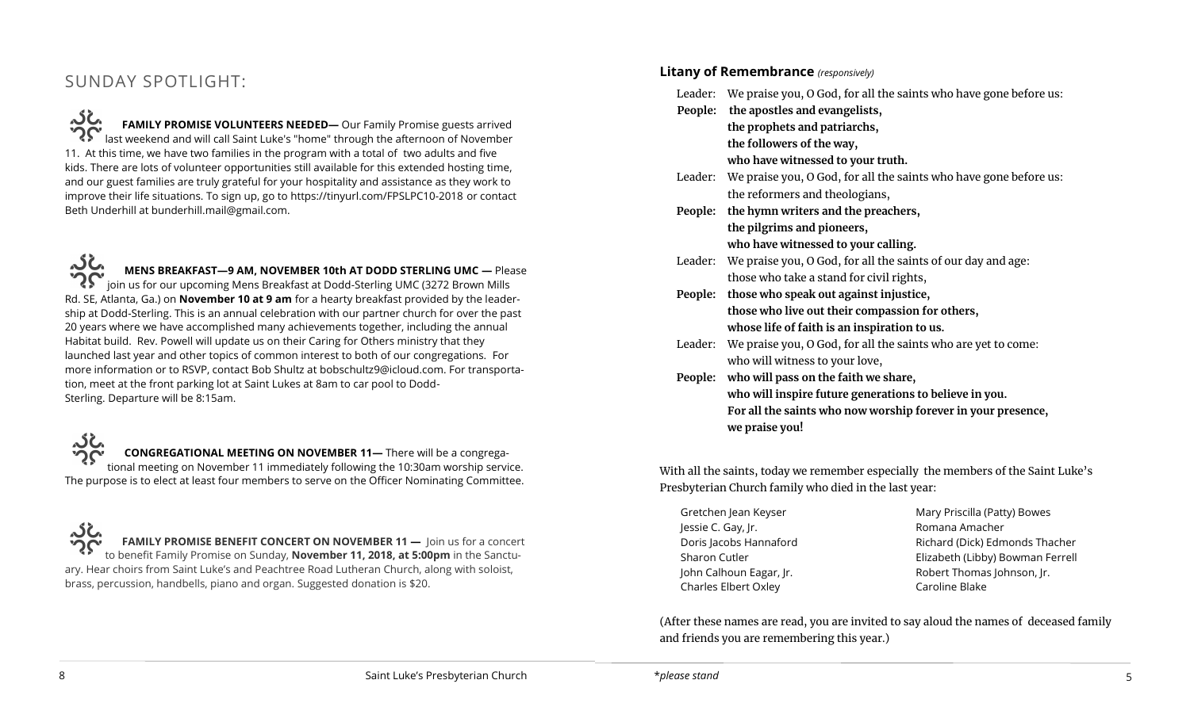## SUNDAY SPOTLIGHT:

**FAMILY PROMISE VOLUNTEERS NEEDED—** Our Family Promise guests arrived last weekend and will call Saint Luke's "home" through the afternoon of November 11. At this time, we have two families in the program with a total of two adults and five kids. There are lots of volunteer opportunities still available for this extended hosting time, and our guest families are truly grateful for your hospitality and assistance as they work to improve their life situations. To sign up, go to https://tinyurl.com/FPSLPC10-2018 or contact Beth Underhill at bunderhill.mail@gmail.com.

**MENS BREAKFAST—9 AM, NOVEMBER 10th AT DODD STERLING UMC —** Please join us for our upcoming Mens Breakfast at Dodd-Sterling UMC (3272 Brown Mills Rd. SE, Atlanta, Ga.) on **November 10 at 9 am** for a hearty breakfast provided by the leadership at Dodd-Sterling. This is an annual celebration with our partner church for over the past 20 years where we have accomplished many achievements together, including the annual Habitat build. Rev. Powell will update us on their Caring for Others ministry that they launched last year and other topics of common interest to both of our congregations. For more information or to RSVP, contact Bob Shultz at bobschultz9@icloud.com. For transportation, meet at the front parking lot at Saint Lukes at 8am to car pool to Dodd-Sterling. Departure will be 8:15am.

**CONGREGATIONAL MEETING ON NOVEMBER 11—** There will be a congregational meeting on November 11 immediately following the 10:30am worship service. The purpose is to elect at least four members to serve on the Officer Nominating Committee.

**FAMILY PROMISE BENEFIT CONCERT ON NOVEMBER 11 —** Join us for a concert to benefit Family Promise on Sunday, **November 11, 2018, at 5:00pm** in the Sanctuary. Hear choirs from Saint Luke's and Peachtree Road Lutheran Church, along with soloist, brass, percussion, handbells, piano and organ. Suggested donation is $20.

### Litany of Remembrance *(responsively)*

Leader: We praise you, O God, for all the saints who have gone before us:

**People: the apostles and evangelists,**
**the prophets and patriarchs,**
**the followers of the way,**
**who have witnessed to your truth.**

Leader: We praise you, O God, for all the saints who have gone before us:
the reformers and theologians,

**People: the hymn writers and the preachers,**
**the pilgrims and pioneers,**
**who have witnessed to your calling.**

Leader: We praise you, O God, for all the saints of our day and age:
those who take a stand for civil rights,

**People: those who speak out against injustice,**
**those who live out their compassion for others,**
**whose life of faith is an inspiration to us.**

Leader: We praise you, O God, for all the saints who are yet to come:
who will witness to your love,

**People: who will pass on the faith we share,**
**who will inspire future generations to believe in you.**
**For all the saints who now worship forever in your presence,**
**we praise you!**

With all the saints, today we remember especially the members of the Saint Luke's Presbyterian Church family who died in the last year:

Gretchen Jean Keyser
Jessie C. Gay, Jr.
Doris Jacobs Hannaford
Sharon Cutler
John Calhoun Eagar, Jr.
Charles Elbert Oxley
Mary Priscilla (Patty) Bowes
Romana Amacher
Richard (Dick) Edmonds Thacher
Elizabeth (Libby) Bowman Ferrell
Robert Thomas Johnson, Jr.
Caroline Blake

(After these names are read, you are invited to say aloud the names of deceased family and friends you are remembering this year.)

*\*please stand*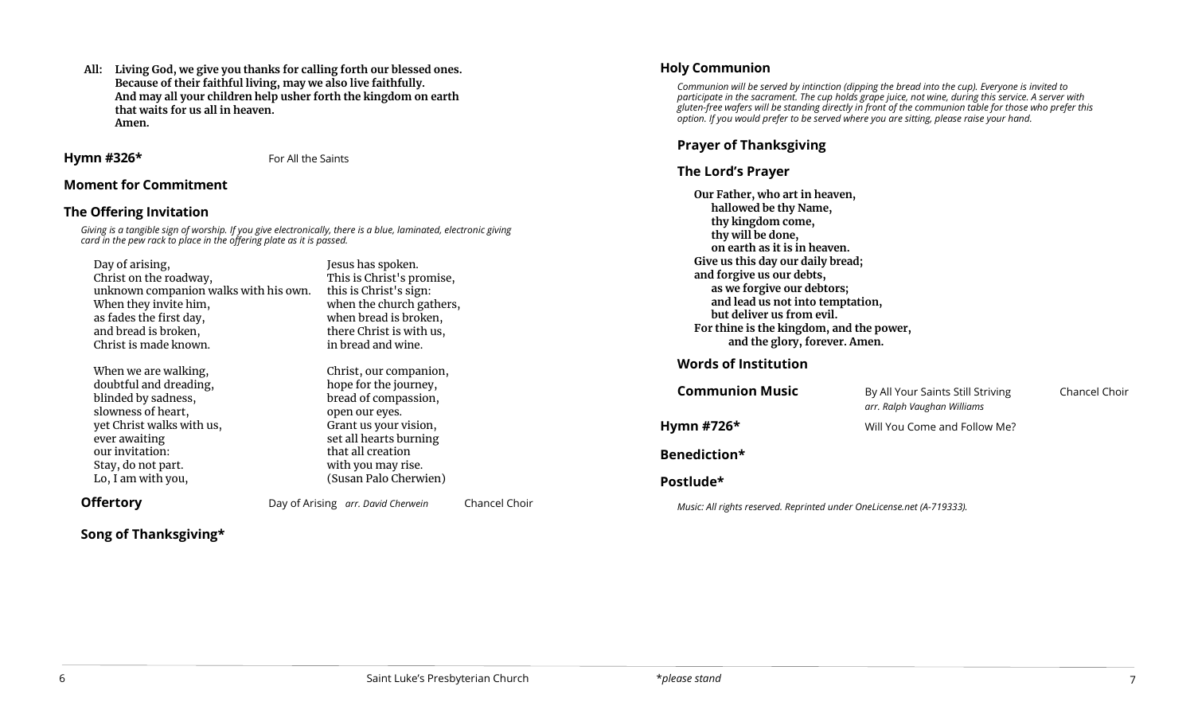**All:** **Living God, we give you thanks for calling forth our blessed ones. Because of their faithful living, may we also live faithfully. And may all your children help usher forth the kingdom on earth that waits for us all in heaven. Amen.**

## Hymn #326*

For All the Saints

## Moment for Commitment

## The Offering Invitation

*Giving is a tangible sign of worship. If you give electronically, there is a blue, laminated, electronic giving card in the pew rack to place in the offering plate as it is passed.*

Day of arising,
Christ on the roadway,
unknown companion walks with his own.
When they invite him,
as fades the first day,
and bread is broken,
Christ is made known.

When we are walking,
doubtful and dreading,
blinded by sadness,
slowness of heart,
yet Christ walks with us,
ever awaiting
our invitation:
Stay, do not part.
Lo, I am with you,

Jesus has spoken.
This is Christ's promise,
this is Christ's sign:
when the church gathers,
when bread is broken,
there Christ is with us,
in bread and wine.

Christ, our companion,
hope for the journey,
bread of compassion,
open our eyes.
Grant us your vision,
set all hearts burning
that all creation
with you may rise.
(Susan Palo Cherwien)

## Offertory

Day of Arising *arr. David Cherwein* — Chancel Choir

## Song of Thanksgiving*

## Holy Communion

*Communion will be served by intinction (dipping the bread into the cup). Everyone is invited to participate in the sacrament. The cup holds grape juice, not wine, during this service. A server with gluten-free wafers will be standing directly in front of the communion table for those who prefer this option. If you would prefer to be served where you are sitting, please raise your hand.*

### Prayer of Thanksgiving

### The Lord's Prayer

**Our Father, who art in heaven,**
**hallowed be thy Name,**
**thy kingdom come,**
**thy will be done,**
**on earth as it is in heaven.**
**Give us this day our daily bread;**
**and forgive us our debts,**
**as we forgive our debtors;**
**and lead us not into temptation,**
**but deliver us from evil.**
**For thine is the kingdom, and the power,**
**and the glory, forever. Amen.**

### Words of Institution

### Communion Music

By All Your Saints Still Striving — Chancel Choir
*arr. Ralph Vaughan Williams*

## Hymn #726*

Will You Come and Follow Me?

## Benediction*

## Postlude*

*Music: All rights reserved. Reprinted under OneLicense.net (A-719333).*

**please stand*